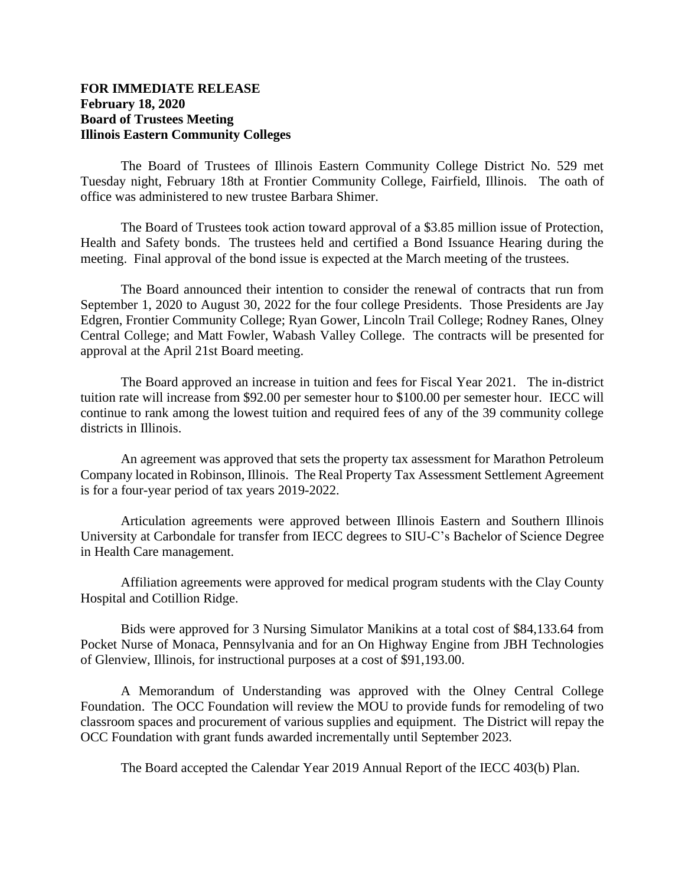**FOR IMMEDIATE RELEASE**
**February 18, 2020**
**Board of Trustees Meeting**
**Illinois Eastern Community Colleges**

The Board of Trustees of Illinois Eastern Community College District No. 529 met Tuesday night, February 18th at Frontier Community College, Fairfield, Illinois. The oath of office was administered to new trustee Barbara Shimer.

The Board of Trustees took action toward approval of a $3.85 million issue of Protection, Health and Safety bonds. The trustees held and certified a Bond Issuance Hearing during the meeting. Final approval of the bond issue is expected at the March meeting of the trustees.

The Board announced their intention to consider the renewal of contracts that run from September 1, 2020 to August 30, 2022 for the four college Presidents. Those Presidents are Jay Edgren, Frontier Community College; Ryan Gower, Lincoln Trail College; Rodney Ranes, Olney Central College; and Matt Fowler, Wabash Valley College. The contracts will be presented for approval at the April 21st Board meeting.

The Board approved an increase in tuition and fees for Fiscal Year 2021. The in-district tuition rate will increase from $92.00 per semester hour to $100.00 per semester hour. IECC will continue to rank among the lowest tuition and required fees of any of the 39 community college districts in Illinois.

An agreement was approved that sets the property tax assessment for Marathon Petroleum Company located in Robinson, Illinois. The Real Property Tax Assessment Settlement Agreement is for a four-year period of tax years 2019-2022.

Articulation agreements were approved between Illinois Eastern and Southern Illinois University at Carbondale for transfer from IECC degrees to SIU-C's Bachelor of Science Degree in Health Care management.

Affiliation agreements were approved for medical program students with the Clay County Hospital and Cotillion Ridge.

Bids were approved for 3 Nursing Simulator Manikins at a total cost of $84,133.64 from Pocket Nurse of Monaca, Pennsylvania and for an On Highway Engine from JBH Technologies of Glenview, Illinois, for instructional purposes at a cost of $91,193.00.

A Memorandum of Understanding was approved with the Olney Central College Foundation. The OCC Foundation will review the MOU to provide funds for remodeling of two classroom spaces and procurement of various supplies and equipment. The District will repay the OCC Foundation with grant funds awarded incrementally until September 2023.

The Board accepted the Calendar Year 2019 Annual Report of the IECC 403(b) Plan.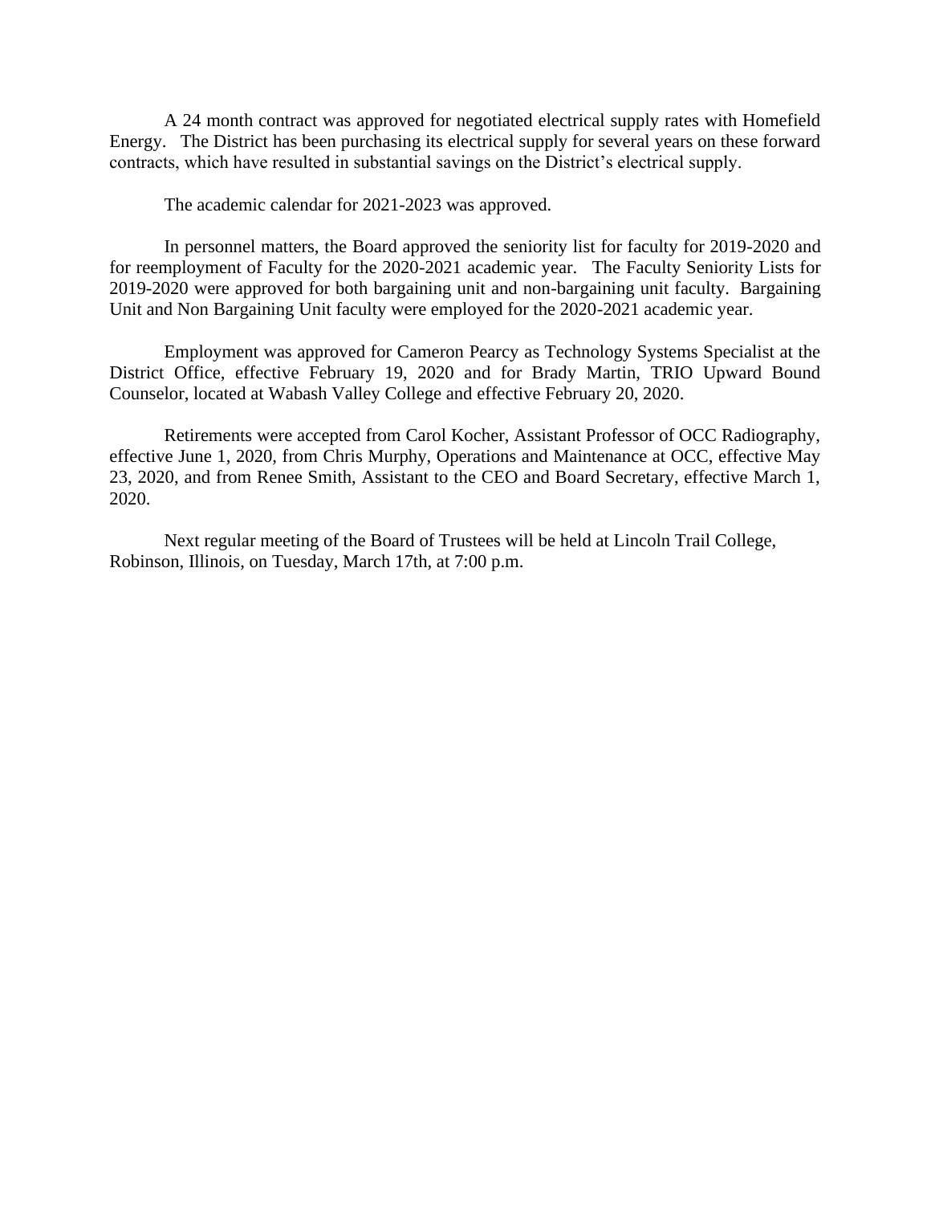A 24 month contract was approved for negotiated electrical supply rates with Homefield Energy. The District has been purchasing its electrical supply for several years on these forward contracts, which have resulted in substantial savings on the District's electrical supply.

The academic calendar for 2021-2023 was approved.

In personnel matters, the Board approved the seniority list for faculty for 2019-2020 and for reemployment of Faculty for the 2020-2021 academic year. The Faculty Seniority Lists for 2019-2020 were approved for both bargaining unit and non-bargaining unit faculty. Bargaining Unit and Non Bargaining Unit faculty were employed for the 2020-2021 academic year.

Employment was approved for Cameron Pearcy as Technology Systems Specialist at the District Office, effective February 19, 2020 and for Brady Martin, TRIO Upward Bound Counselor, located at Wabash Valley College and effective February 20, 2020.

Retirements were accepted from Carol Kocher, Assistant Professor of OCC Radiography, effective June 1, 2020, from Chris Murphy, Operations and Maintenance at OCC, effective May 23, 2020, and from Renee Smith, Assistant to the CEO and Board Secretary, effective March 1, 2020.

Next regular meeting of the Board of Trustees will be held at Lincoln Trail College, Robinson, Illinois, on Tuesday, March 17th, at 7:00 p.m.